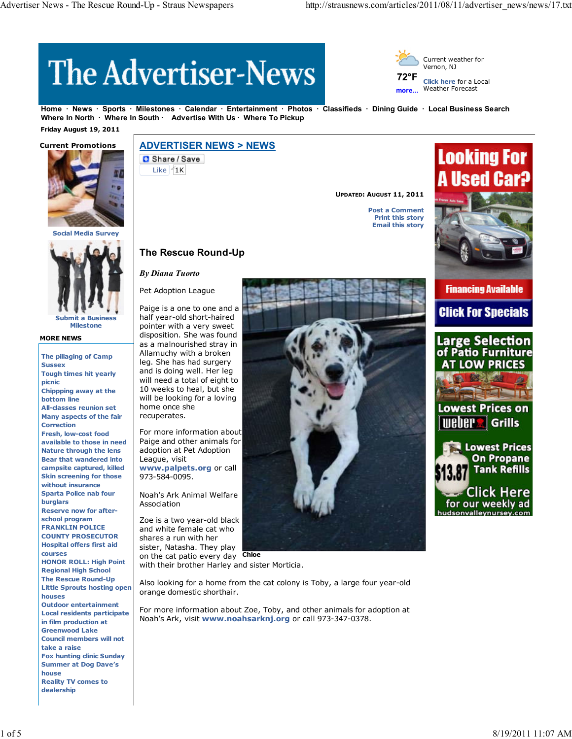# The Advertiser-News

Current weather for Vernon, NJ

72°F

more...

Click here for a Local Weather Forecast

Home · News · Sports · Milestones · Calendar · Entertainment · Photos · Classifieds · Dining Guide · Local Business Search
Where In North · Where In South · Advertise With Us · Where To Pickup

Friday August 19, 2011

**Current Promotions**

Social Media Survey

Submit a Business Milestone

**MORE NEWS**

- The pillaging of Camp Sussex
- Tough times hit yearly picnic
- Chippping away at the bottom line
- All-classes reunion set
- Many aspects of the fair
- Correction
- Fresh, low-cost food available to those in need
- Nature through the lens
- Bear that wandered into campsite captured, killed
- Skin screening for those without insurance
- Sparta Police nab four burglars
- Reserve now for after-school program
- FRANKLIN POLICE
- COUNTY PROSECUTOR
- Hospital offers first aid courses
- HONOR ROLL: High Point Regional High School
- The Rescue Round-Up
- Little Sprouts hosting open houses
- Outdoor entertainment
- Local residents participate in film production at Greenwood Lake
- Council members will not take a raise
- Fox hunting clinic Sunday
- Summer at Dog Dave's house
- Reality TV comes to dealership

## ADVERTISER NEWS > NEWS

Share / Save

Like 1K

UPDATED: AUGUST 11, 2011

Post a Comment
Print this story
Email this story

## The Rescue Round-Up

*By Diana Tuorto*

Pet Adoption League

Paige is a one to one and a half year-old short-haired pointer with a very sweet disposition. She was found as a malnourished stray in Allamuchy with a broken leg. She has had surgery and is doing well. Her leg will need a total of eight to 10 weeks to heal, but she will be looking for a loving home once she recuperates.

For more information about Paige and other animals for adoption at Pet Adoption League, visit **www.palpets.org** or call 973-584-0095.

Noah's Ark Animal Welfare Association

Zoe is a two year-old black and white female cat who shares a run with her sister, Natasha. They play on the cat patio every day with their brother Harley and sister Morticia.

**Chloe**

Also looking for a home from the cat colony is Toby, a large four year-old orange domestic shorthair.

For more information about Zoe, Toby, and other animals for adoption at Noah's Ark, visit **www.noahsarknj.org** or call 973-347-0378.

Looking For A Used Car?
Financing Available
Click For Specials

Large Selection of Patio Furniture AT LOW PRICES
Lowest Prices on Weber Grills
Lowest Prices On Propane Tank Refills $13.87
Click Here for our weekly ad
hudsonvalleynursey.com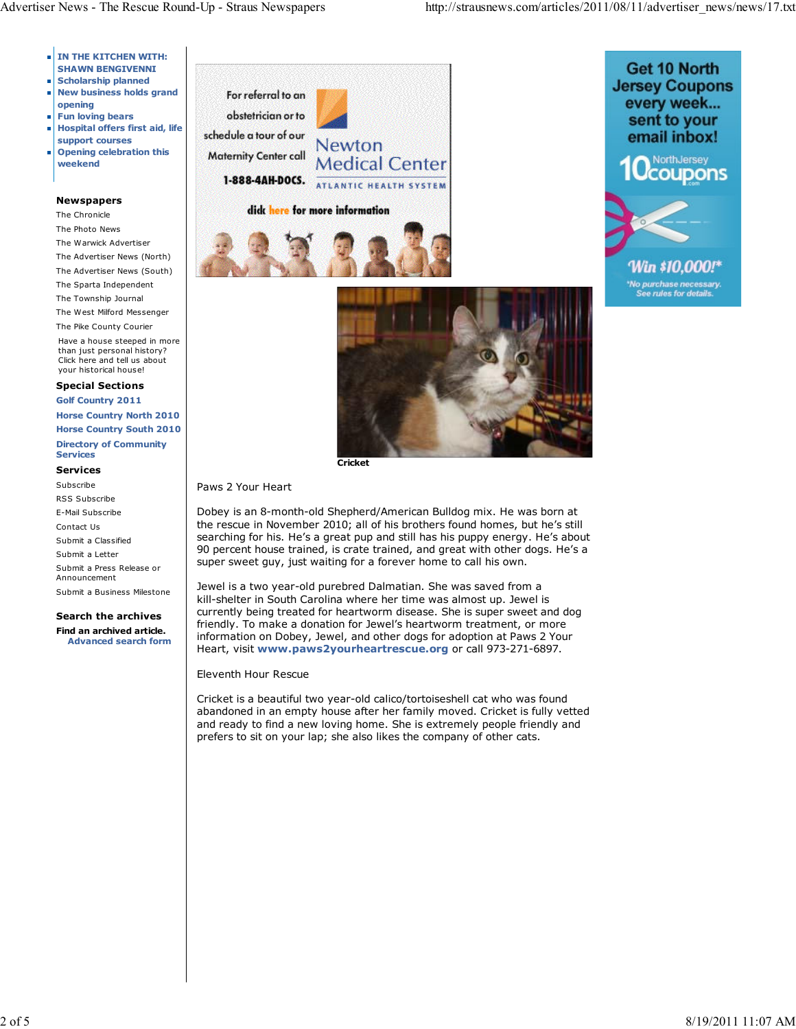- IN THE KITCHEN WITH: SHAWN BENGIVENNI
- Scholarship planned
- New business holds grand opening
- Fun loving bears
- Hospital offers first aid, life support courses
- Opening celebration this weekend

**Newspapers**

The Chronicle
The Photo News
The Warwick Advertiser
The Advertiser News (North)
The Advertiser News (South)
The Sparta Independent
The Township Journal
The West Milford Messenger
The Pike County Courier

Have a house steeped in more than just personal history? Click here and tell us about your historical house!

**Special Sections**

Golf Country 2011
Horse Country North 2010
Horse Country South 2010
Directory of Community Services

**Services**

Subscribe
RSS Subscribe
E-Mail Subscribe
Contact Us
Submit a Classified
Submit a Letter
Submit a Press Release or Announcement
Submit a Business Milestone

**Search the archives**

**Find an archived article.**
Advanced search form

For referral to an obstetrician or to schedule a tour of our Maternity Center call 1-888-4AH-DOCS.
Newton Medical Center
ATLANTIC HEALTH SYSTEM
click here for more information

Get 10 North Jersey Coupons every week... sent to your email inbox!
NorthJersey 10coupons.com
Win $10,000!*
*No purchase necessary. See rules for details.

**Cricket**

Paws 2 Your Heart

Dobey is an 8-month-old Shepherd/American Bulldog mix. He was born at the rescue in November 2010; all of his brothers found homes, but he's still searching for his. He's a great pup and still has his puppy energy. He's about 90 percent house trained, is crate trained, and great with other dogs. He's a super sweet guy, just waiting for a forever home to call his own.

Jewel is a two year-old purebred Dalmatian. She was saved from a kill-shelter in South Carolina where her time was almost up. Jewel is currently being treated for heartworm disease. She is super sweet and dog friendly. To make a donation for Jewel's heartworm treatment, or more information on Dobey, Jewel, and other dogs for adoption at Paws 2 Your Heart, visit **www.paws2yourheartrescue.org** or call 973-271-6897.

Eleventh Hour Rescue

Cricket is a beautiful two year-old calico/tortoiseshell cat who was found abandoned in an empty house after her family moved. Cricket is fully vetted and ready to find a new loving home. She is extremely people friendly and prefers to sit on your lap; she also likes the company of other cats.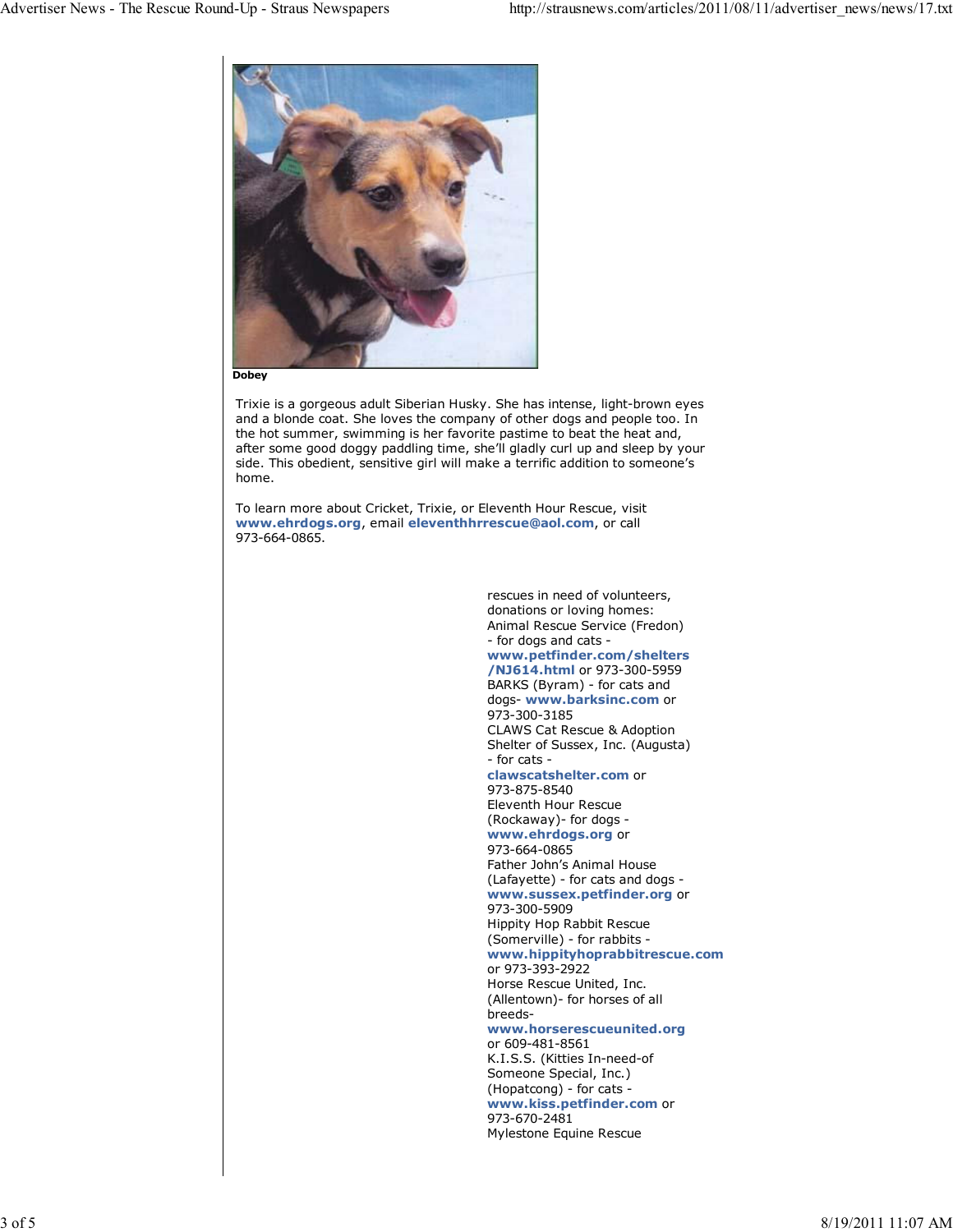Dobey

Trixie is a gorgeous adult Siberian Husky. She has intense, light-brown eyes and a blonde coat. She loves the company of other dogs and people too. In the hot summer, swimming is her favorite pastime to beat the heat and, after some good doggy paddling time, she'll gladly curl up and sleep by your side. This obedient, sensitive girl will make a terrific addition to someone's home.

To learn more about Cricket, Trixie, or Eleventh Hour Rescue, visit **www.ehrdogs.org**, email **eleventhhrrescue@aol.com**, or call 973-664-0865.

rescues in need of volunteers, donations or loving homes:

Animal Rescue Service (Fredon) - for dogs and cats - **www.petfinder.com/shelters/NJ614.html** or 973-300-5959

BARKS (Byram) - for cats and dogs- **www.barksinc.com** or 973-300-3185

CLAWS Cat Rescue & Adoption Shelter of Sussex, Inc. (Augusta) - for cats - **clawscatshelter.com** or 973-875-8540

Eleventh Hour Rescue (Rockaway)- for dogs - **www.ehrdogs.org** or 973-664-0865

Father John's Animal House (Lafayette) - for cats and dogs - **www.sussex.petfinder.org** or 973-300-5909

Hippity Hop Rabbit Rescue (Somerville) - for rabbits - **www.hippityhoprabbitrescue.com** or 973-393-2922

Horse Rescue United, Inc. (Allentown)- for horses of all breeds- **www.horserescueunited.org** or 609-481-8561

K.I.S.S. (Kitties In-need-of Someone Special, Inc.) (Hopatcong) - for cats - **www.kiss.petfinder.com** or 973-670-2481

Mylestone Equine Rescue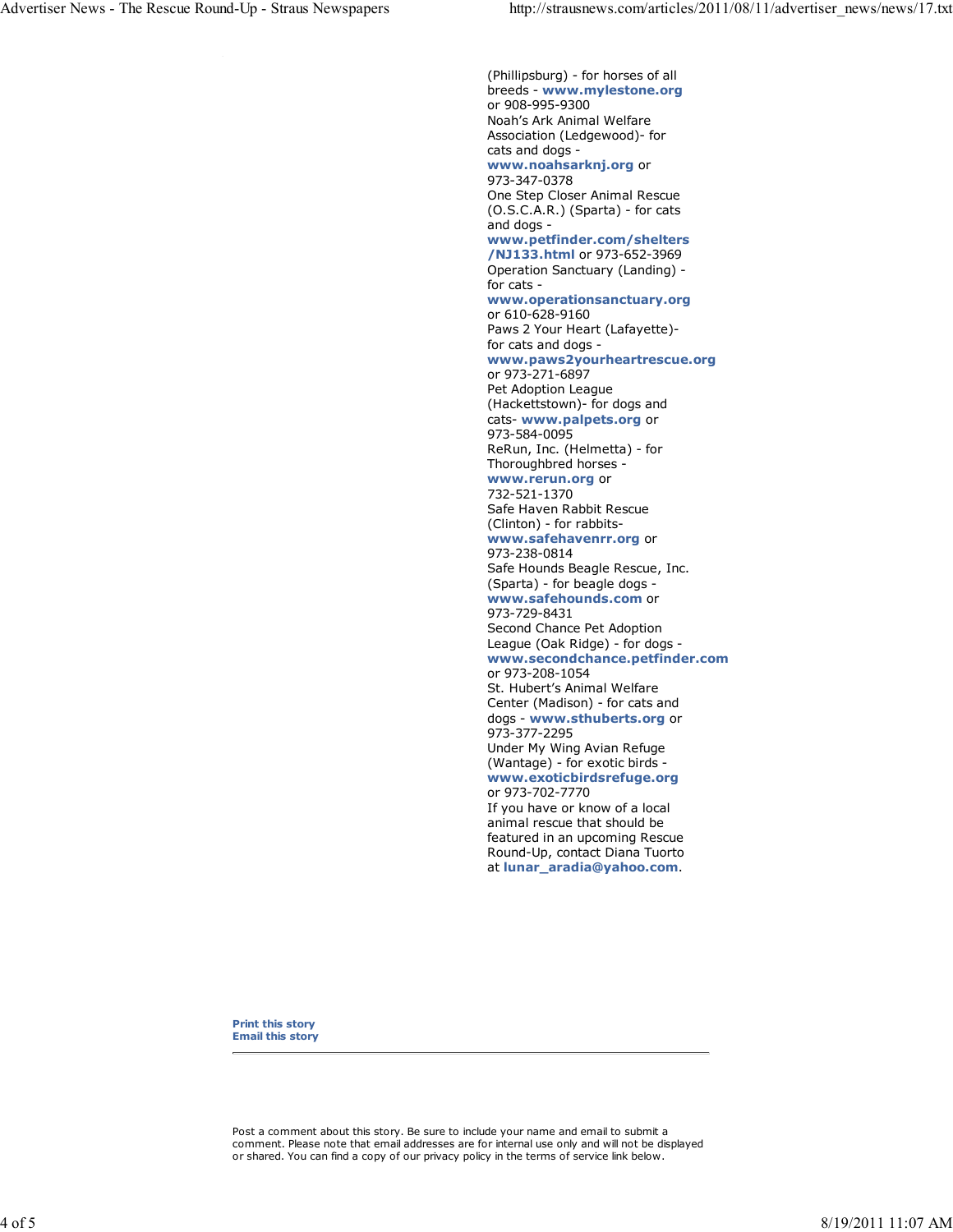(Phillipsburg) - for horses of all breeds - **www.mylestone.org** or 908-995-9300

Noah's Ark Animal Welfare Association (Ledgewood)- for cats and dogs - **www.noahsarknj.org** or 973-347-0378

One Step Closer Animal Rescue (O.S.C.A.R.) (Sparta) - for cats and dogs - **www.petfinder.com/shelters/NJ133.html** or 973-652-3969

Operation Sanctuary (Landing) - for cats - **www.operationsanctuary.org** or 610-628-9160

Paws 2 Your Heart (Lafayette)- for cats and dogs - **www.paws2yourheartrescue.org** or 973-271-6897

Pet Adoption League (Hackettstown)- for dogs and cats- **www.palpets.org** or 973-584-0095

ReRun, Inc. (Helmetta) - for Thoroughbred horses - **www.rerun.org** or 732-521-1370

Safe Haven Rabbit Rescue (Clinton) - for rabbits- **www.safehavenrr.org** or 973-238-0814

Safe Hounds Beagle Rescue, Inc. (Sparta) - for beagle dogs - **www.safehounds.com** or 973-729-8431

Second Chance Pet Adoption League (Oak Ridge) - for dogs - **www.secondchance.petfinder.com** or 973-208-1054

St. Hubert's Animal Welfare Center (Madison) - for cats and dogs - **www.sthuberts.org** or 973-377-2295

Under My Wing Avian Refuge (Wantage) - for exotic birds - **www.exoticbirdsrefuge.org** or 973-702-7770

If you have or know of a local animal rescue that should be featured in an upcoming Rescue Round-Up, contact Diana Tuorto at **lunar_aradia@yahoo.com**.

**Print this story**
**Email this story**

---

Post a comment about this story. Be sure to include your name and email to submit a comment. Please note that email addresses are for internal use only and will not be displayed or shared. You can find a copy of our privacy policy in the terms of service link below.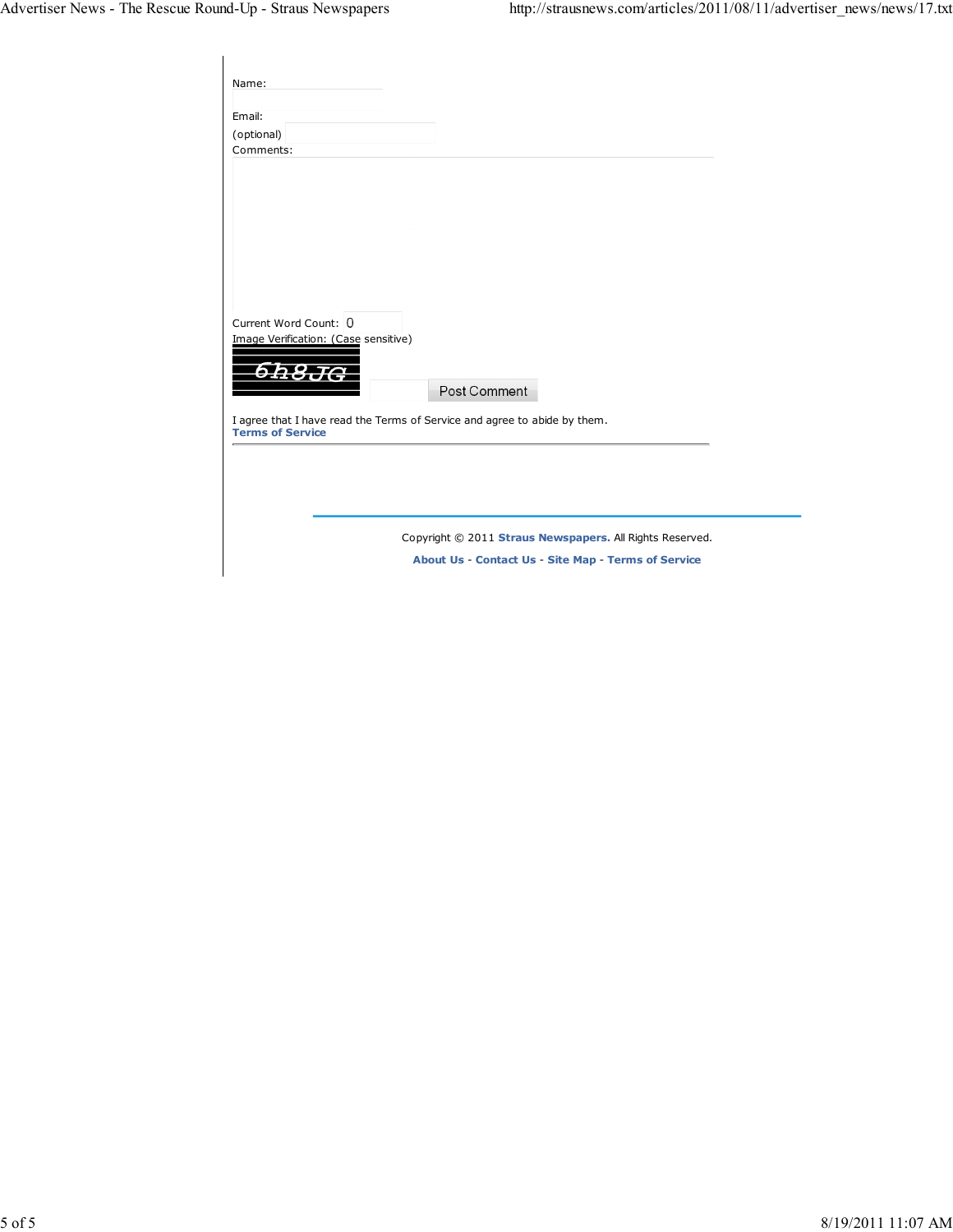Name:

Email:
(optional)

Comments:

Current Word Count: 0

Image Verification: (Case sensitive)

6h8JG

Post Comment

I agree that I have read the Terms of Service and agree to abide by them.
**Terms of Service**

---

Copyright © 2011 **Straus Newspapers.** All Rights Reserved.

**About Us** - **Contact Us** - **Site Map** - **Terms of Service**